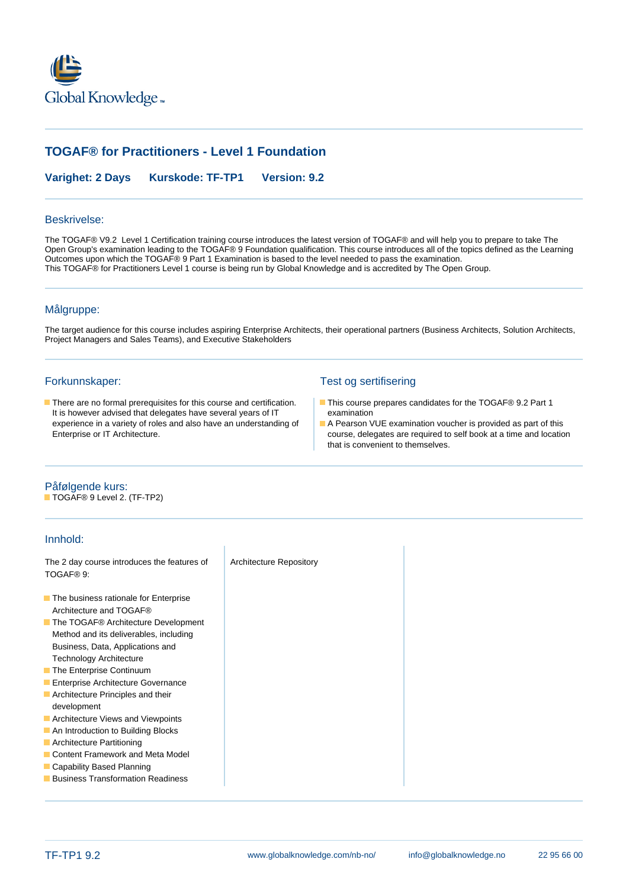Global Knowledge™

# TOGAF® for Practitioners - Level 1 Foundation

**Varighet: 2 Days** **Kurskode: TF-TP1** **Version: 9.2**

## Beskrivelse:

The TOGAF® V9.2 Level 1 Certification training course introduces the latest version of TOGAF® and will help you to prepare to take The Open Group's examination leading to the TOGAF® 9 Foundation qualification. This course introduces all of the topics defined as the Learning Outcomes upon which the TOGAF® 9 Part 1 Examination is based to the level needed to pass the examination.
This TOGAF® for Practitioners Level 1 course is being run by Global Knowledge and is accredited by The Open Group.

## Målgruppe:

The target audience for this course includes aspiring Enterprise Architects, their operational partners (Business Architects, Solution Architects, Project Managers and Sales Teams), and Executive Stakeholders

## Forkunnskaper:

- There are no formal prerequisites for this course and certification. It is however advised that delegates have several years of IT experience in a variety of roles and also have an understanding of Enterprise or IT Architecture.

## Test og sertifisering

- This course prepares candidates for the TOGAF® 9.2 Part 1 examination
- A Pearson VUE examination voucher is provided as part of this course, delegates are required to self book at a time and location that is convenient to themselves.

## Påfølgende kurs:

- TOGAF® 9 Level 2. (TF-TP2)

## Innhold:

The 2 day course introduces the features of TOGAF® 9:

- The business rationale for Enterprise Architecture and TOGAF®
- The TOGAF® Architecture Development Method and its deliverables, including Business, Data, Applications and Technology Architecture
- The Enterprise Continuum
- Enterprise Architecture Governance
- Architecture Principles and their development
- Architecture Views and Viewpoints
- An Introduction to Building Blocks
- Architecture Partitioning
- Content Framework and Meta Model
- Capability Based Planning
- Business Transformation Readiness

Architecture Repository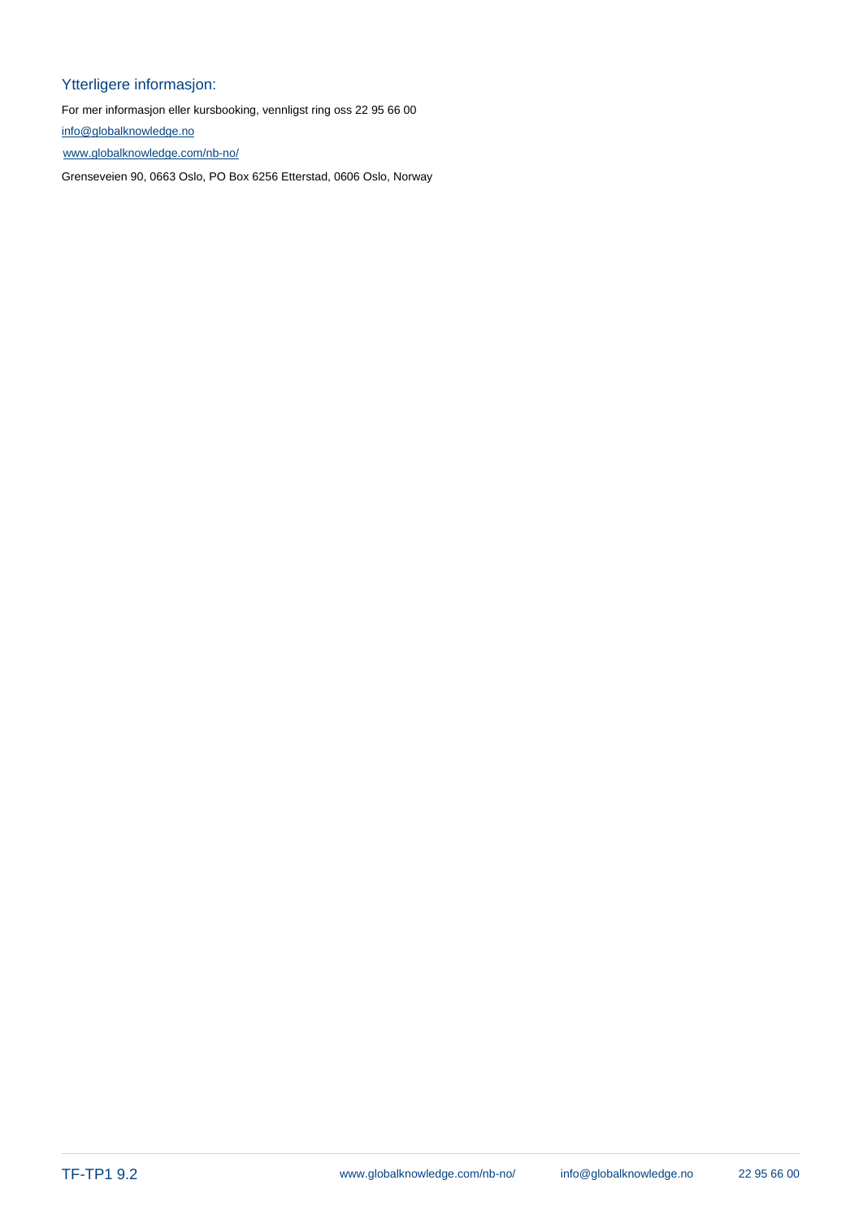## Ytterligere informasjon:

For mer informasjon eller kursbooking, vennligst ring oss 22 95 66 00

info@globalknowledge.no

www.globalknowledge.com/nb-no/

Grenseveien 90, 0663 Oslo, PO Box 6256 Etterstad, 0606 Oslo, Norway